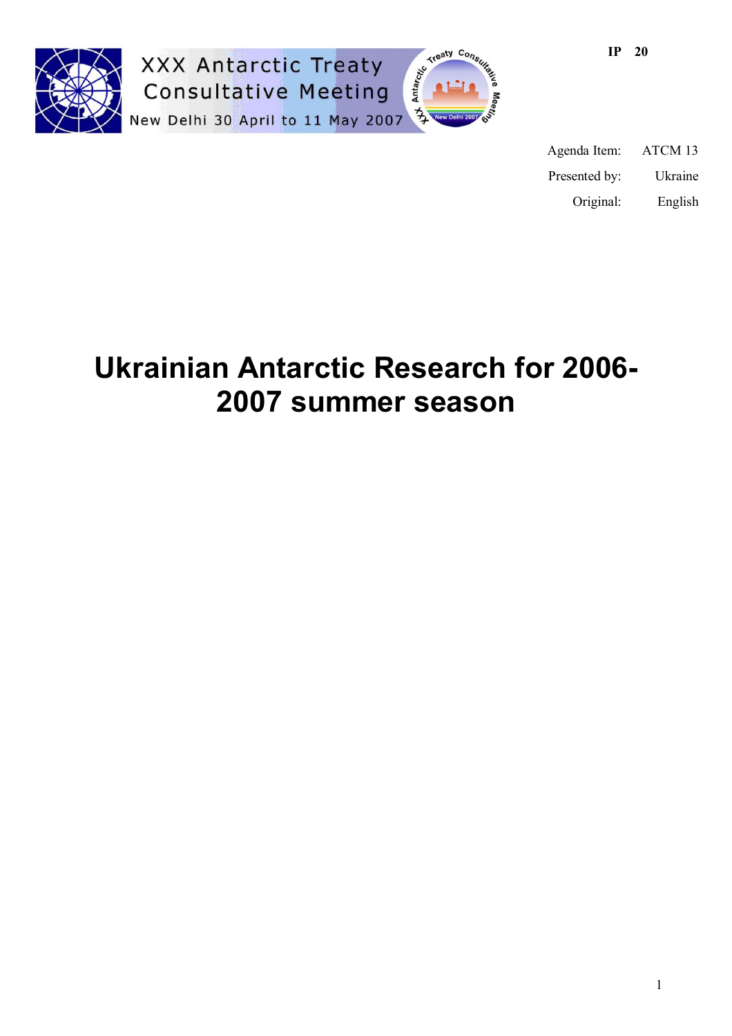XXX Antarctic Treaty Consultative Meeting

New Delhi 30 April to 11 May 2007

IP 20

Agenda Item: ATCM 13

Presented by: Ukraine

Original: English

# Ukrainian Antarctic Research for 2006-2007 summer season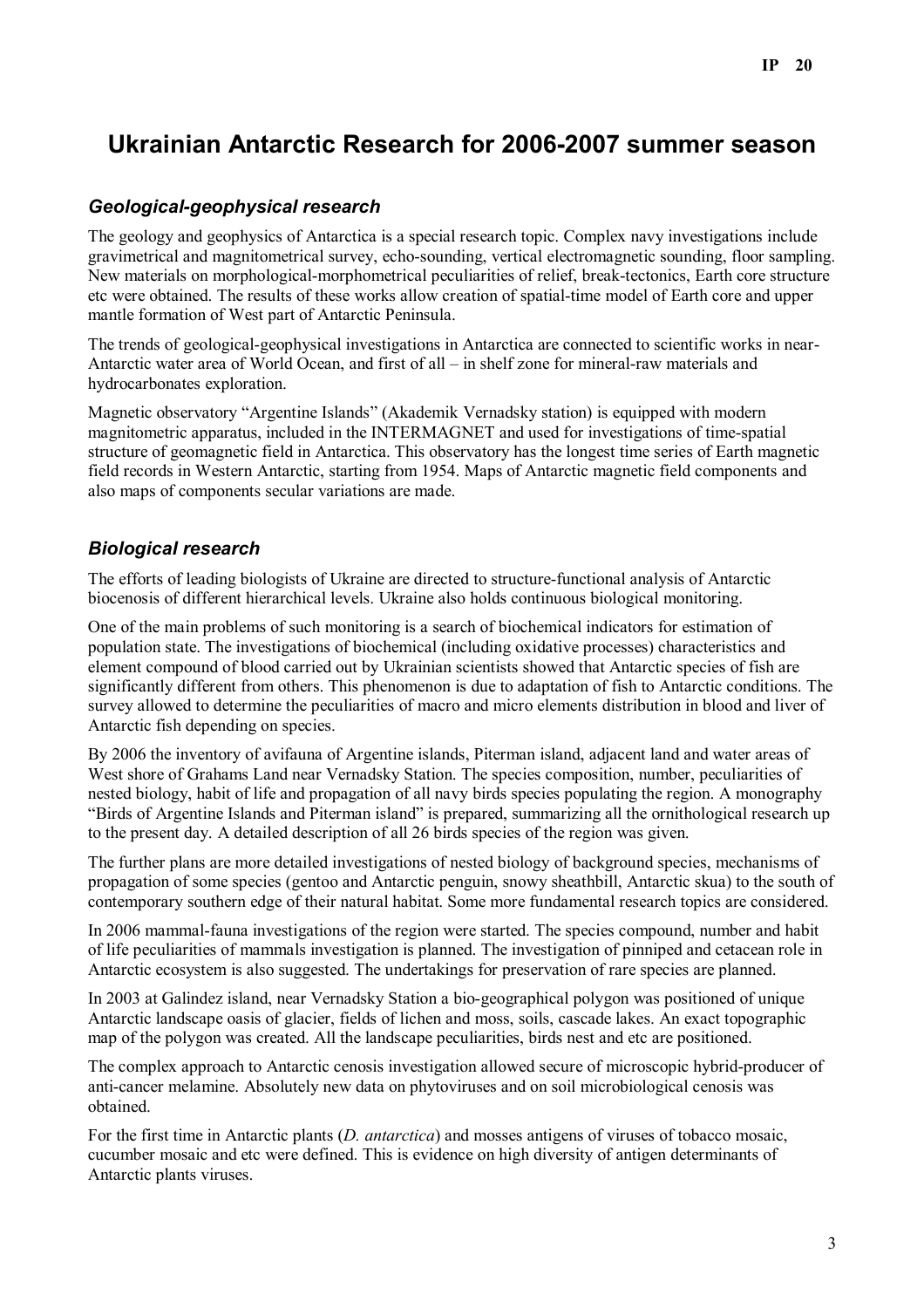# Ukrainian Antarctic Research for 2006-2007 summer season

### *Geological-geophysical research*

The geology and geophysics of Antarctica is a special research topic. Complex navy investigations include gravimetrical and magnitometrical survey, echo-sounding, vertical electromagnetic sounding, floor sampling. New materials on morphological-morphometrical peculiarities of relief, break-tectonics, Earth core structure etc were obtained. The results of these works allow creation of spatial-time model of Earth core and upper mantle formation of West part of Antarctic Peninsula.

The trends of geological-geophysical investigations in Antarctica are connected to scientific works in near-Antarctic water area of World Ocean, and first of all – in shelf zone for mineral-raw materials and hydrocarbonates exploration.

Magnetic observatory "Argentine Islands" (Akademik Vernadsky station) is equipped with modern magnitometric apparatus, included in the INTERMAGNET and used for investigations of time-spatial structure of geomagnetic field in Antarctica. This observatory has the longest time series of Earth magnetic field records in Western Antarctic, starting from 1954. Maps of Antarctic magnetic field components and also maps of components secular variations are made.

### *Biological research*

The efforts of leading biologists of Ukraine are directed to structure-functional analysis of Antarctic biocenosis of different hierarchical levels. Ukraine also holds continuous biological monitoring.

One of the main problems of such monitoring is a search of biochemical indicators for estimation of population state. The investigations of biochemical (including oxidative processes) characteristics and element compound of blood carried out by Ukrainian scientists showed that Antarctic species of fish are significantly different from others. This phenomenon is due to adaptation of fish to Antarctic conditions. The survey allowed to determine the peculiarities of macro and micro elements distribution in blood and liver of Antarctic fish depending on species.

By 2006 the inventory of avifauna of Argentine islands, Piterman island, adjacent land and water areas of West shore of Grahams Land near Vernadsky Station. The species composition, number, peculiarities of nested biology, habit of life and propagation of all navy birds species populating the region. A monography "Birds of Argentine Islands and Piterman island" is prepared, summarizing all the ornithological research up to the present day. A detailed description of all 26 birds species of the region was given.

The further plans are more detailed investigations of nested biology of background species, mechanisms of propagation of some species (gentoo and Antarctic penguin, snowy sheathbill, Antarctic skua) to the south of contemporary southern edge of their natural habitat. Some more fundamental research topics are considered.

In 2006 mammal-fauna investigations of the region were started. The species compound, number and habit of life peculiarities of mammals investigation is planned. The investigation of pinniped and cetacean role in Antarctic ecosystem is also suggested. The undertakings for preservation of rare species are planned.

In 2003 at Galindez island, near Vernadsky Station a bio-geographical polygon was positioned of unique Antarctic landscape oasis of glacier, fields of lichen and moss, soils, cascade lakes. An exact topographic map of the polygon was created. All the landscape peculiarities, birds nest and etc are positioned.

The complex approach to Antarctic cenosis investigation allowed secure of microscopic hybrid-producer of anti-cancer melamine. Absolutely new data on phytoviruses and on soil microbiological cenosis was obtained.

For the first time in Antarctic plants (*D. antarctica*) and mosses antigens of viruses of tobacco mosaic, cucumber mosaic and etc were defined. This is evidence on high diversity of antigen determinants of Antarctic plants viruses.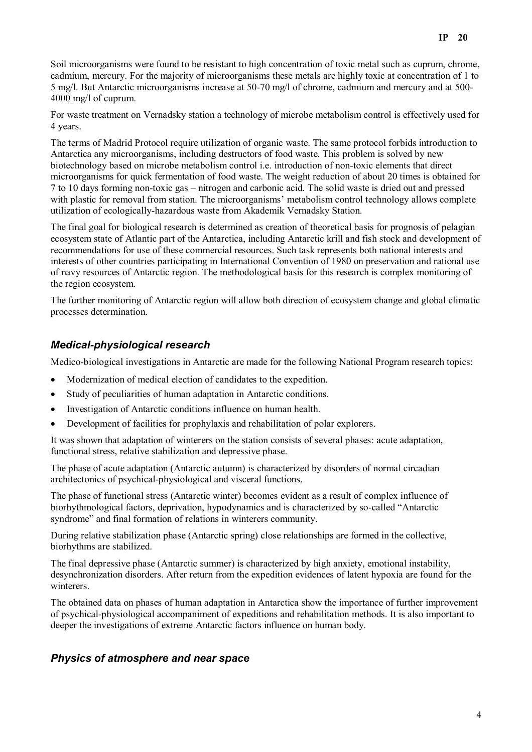Soil microorganisms were found to be resistant to high concentration of toxic metal such as cuprum, chrome, cadmium, mercury. For the majority of microorganisms these metals are highly toxic at concentration of 1 to 5 mg/l. But Antarctic microorganisms increase at 50-70 mg/l of chrome, cadmium and mercury and at 500-4000 mg/l of cuprum.

For waste treatment on Vernadsky station a technology of microbe metabolism control is effectively used for 4 years.

The terms of Madrid Protocol require utilization of organic waste. The same protocol forbids introduction to Antarctica any microorganisms, including destructors of food waste. This problem is solved by new biotechnology based on microbe metabolism control i.e. introduction of non-toxic elements that direct microorganisms for quick fermentation of food waste. The weight reduction of about 20 times is obtained for 7 to 10 days forming non-toxic gas – nitrogen and carbonic acid. The solid waste is dried out and pressed with plastic for removal from station. The microorganisms' metabolism control technology allows complete utilization of ecologically-hazardous waste from Akademik Vernadsky Station.

The final goal for biological research is determined as creation of theoretical basis for prognosis of pelagian ecosystem state of Atlantic part of the Antarctica, including Antarctic krill and fish stock and development of recommendations for use of these commercial resources. Such task represents both national interests and interests of other countries participating in International Convention of 1980 on preservation and rational use of navy resources of Antarctic region. The methodological basis for this research is complex monitoring of the region ecosystem.

The further monitoring of Antarctic region will allow both direction of ecosystem change and global climatic processes determination.

## *Medical-physiological research*

Medico-biological investigations in Antarctic are made for the following National Program research topics:

- Modernization of medical election of candidates to the expedition.
- Study of peculiarities of human adaptation in Antarctic conditions.
- Investigation of Antarctic conditions influence on human health.
- Development of facilities for prophylaxis and rehabilitation of polar explorers.

It was shown that adaptation of winterers on the station consists of several phases: acute adaptation, functional stress, relative stabilization and depressive phase.

The phase of acute adaptation (Antarctic autumn) is characterized by disorders of normal circadian architectonics of psychical-physiological and visceral functions.

The phase of functional stress (Antarctic winter) becomes evident as a result of complex influence of biorhythmological factors, deprivation, hypodynamics and is characterized by so-called "Antarctic syndrome" and final formation of relations in winterers community.

During relative stabilization phase (Antarctic spring) close relationships are formed in the collective, biorhythms are stabilized.

The final depressive phase (Antarctic summer) is characterized by high anxiety, emotional instability, desynchronization disorders. After return from the expedition evidences of latent hypoxia are found for the winterers.

The obtained data on phases of human adaptation in Antarctica show the importance of further improvement of psychical-physiological accompaniment of expeditions and rehabilitation methods. It is also important to deeper the investigations of extreme Antarctic factors influence on human body.

## *Physics of atmosphere and near space*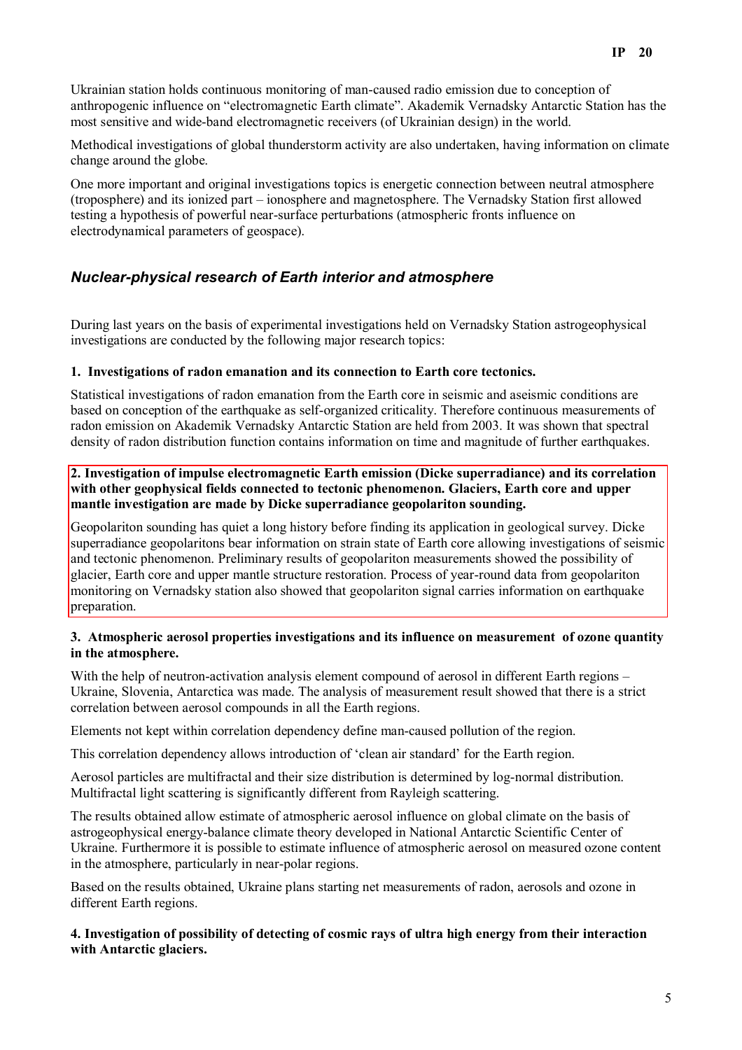Ukrainian station holds continuous monitoring of man-caused radio emission due to conception of anthropogenic influence on "electromagnetic Earth climate". Akademik Vernadsky Antarctic Station has the most sensitive and wide-band electromagnetic receivers (of Ukrainian design) in the world.

Methodical investigations of global thunderstorm activity are also undertaken, having information on climate change around the globe.

One more important and original investigations topics is energetic connection between neutral atmosphere (troposphere) and its ionized part – ionosphere and magnetosphere. The Vernadsky Station first allowed testing a hypothesis of powerful near-surface perturbations (atmospheric fronts influence on electrodynamical parameters of geospace).

## *Nuclear-physical research of Earth interior and atmosphere*

During last years on the basis of experimental investigations held on Vernadsky Station astrogeophysical investigations are conducted by the following major research topics:

**1. Investigations of radon emanation and its connection to Earth core tectonics.**

Statistical investigations of radon emanation from the Earth core in seismic and aseismic conditions are based on conception of the earthquake as self-organized criticality. Therefore continuous measurements of radon emission on Akademik Vernadsky Antarctic Station are held from 2003. It was shown that spectral density of radon distribution function contains information on time and magnitude of further earthquakes.

**2. Investigation of impulse electromagnetic Earth emission (Dicke superradiance) and its correlation with other geophysical fields connected to tectonic phenomenon. Glaciers, Earth core and upper mantle investigation are made by Dicke superradiance geopolariton sounding.**

Geopolariton sounding has quiet a long history before finding its application in geological survey. Dicke superradiance geopolaritons bear information on strain state of Earth core allowing investigations of seismic and tectonic phenomenon. Preliminary results of geopolariton measurements showed the possibility of glacier, Earth core and upper mantle structure restoration. Process of year-round data from geopolariton monitoring on Vernadsky station also showed that geopolariton signal carries information on earthquake preparation.

**3. Atmospheric aerosol properties investigations and its influence on measurement of ozone quantity in the atmosphere.**

With the help of neutron-activation analysis element compound of aerosol in different Earth regions – Ukraine, Slovenia, Antarctica was made. The analysis of measurement result showed that there is a strict correlation between aerosol compounds in all the Earth regions.

Elements not kept within correlation dependency define man-caused pollution of the region.

This correlation dependency allows introduction of 'clean air standard' for the Earth region.

Aerosol particles are multifractal and their size distribution is determined by log-normal distribution. Multifractal light scattering is significantly different from Rayleigh scattering.

The results obtained allow estimate of atmospheric aerosol influence on global climate on the basis of astrogeophysical energy-balance climate theory developed in National Antarctic Scientific Center of Ukraine. Furthermore it is possible to estimate influence of atmospheric aerosol on measured ozone content in the atmosphere, particularly in near-polar regions.

Based on the results obtained, Ukraine plans starting net measurements of radon, aerosols and ozone in different Earth regions.

**4. Investigation of possibility of detecting of cosmic rays of ultra high energy from their interaction with Antarctic glaciers.**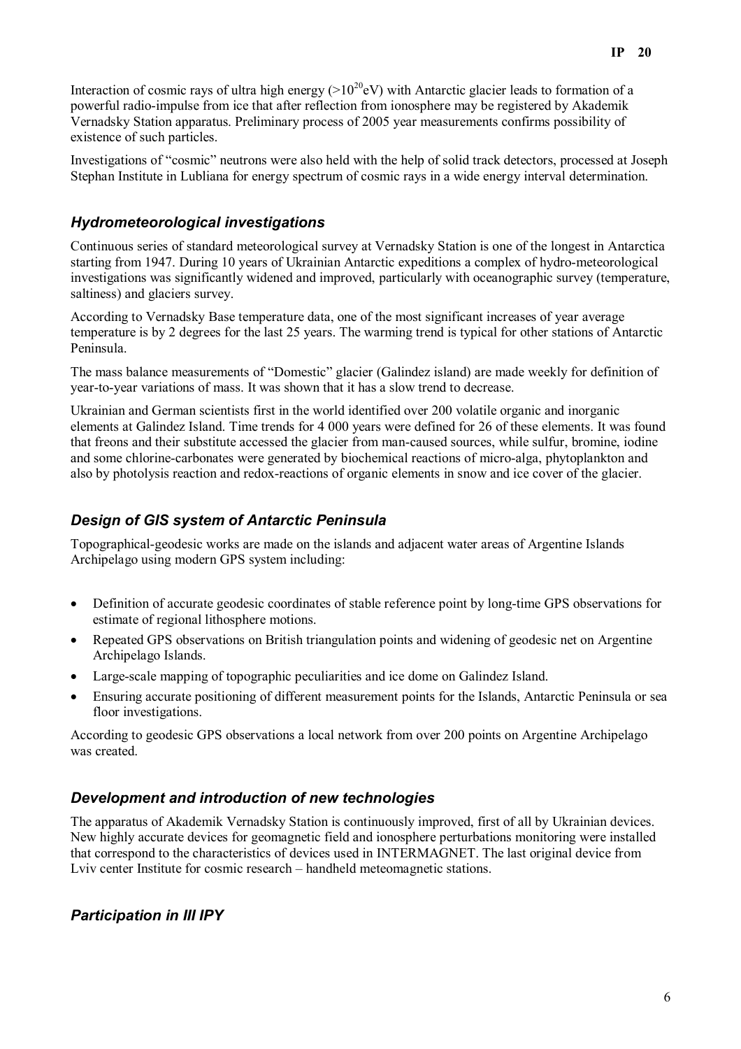Interaction of cosmic rays of ultra high energy (>$10^{20}$eV) with Antarctic glacier leads to formation of a powerful radio-impulse from ice that after reflection from ionosphere may be registered by Akademik Vernadsky Station apparatus. Preliminary process of 2005 year measurements confirms possibility of existence of such particles.

Investigations of "cosmic" neutrons were also held with the help of solid track detectors, processed at Joseph Stephan Institute in Lubliana for energy spectrum of cosmic rays in a wide energy interval determination.

## *Hydrometeorological investigations*

Continuous series of standard meteorological survey at Vernadsky Station is one of the longest in Antarctica starting from 1947. During 10 years of Ukrainian Antarctic expeditions a complex of hydro-meteorological investigations was significantly widened and improved, particularly with oceanographic survey (temperature, saltiness) and glaciers survey.

According to Vernadsky Base temperature data, one of the most significant increases of year average temperature is by 2 degrees for the last 25 years. The warming trend is typical for other stations of Antarctic Peninsula.

The mass balance measurements of "Domestic" glacier (Galindez island) are made weekly for definition of year-to-year variations of mass. It was shown that it has a slow trend to decrease.

Ukrainian and German scientists first in the world identified over 200 volatile organic and inorganic elements at Galindez Island. Time trends for 4 000 years were defined for 26 of these elements. It was found that freons and their substitute accessed the glacier from man-caused sources, while sulfur, bromine, iodine and some chlorine-carbonates were generated by biochemical reactions of micro-alga, phytoplankton and also by photolysis reaction and redox-reactions of organic elements in snow and ice cover of the glacier.

## *Design of GIS system of Antarctic Peninsula*

Topographical-geodesic works are made on the islands and adjacent water areas of Argentine Islands Archipelago using modern GPS system including:

- Definition of accurate geodesic coordinates of stable reference point by long-time GPS observations for estimate of regional lithosphere motions.
- Repeated GPS observations on British triangulation points and widening of geodesic net on Argentine Archipelago Islands.
- Large-scale mapping of topographic peculiarities and ice dome on Galindez Island.
- Ensuring accurate positioning of different measurement points for the Islands, Antarctic Peninsula or sea floor investigations.

According to geodesic GPS observations a local network from over 200 points on Argentine Archipelago was created.

## *Development and introduction of new technologies*

The apparatus of Akademik Vernadsky Station is continuously improved, first of all by Ukrainian devices. New highly accurate devices for geomagnetic field and ionosphere perturbations monitoring were installed that correspond to the characteristics of devices used in INTERMAGNET. The last original device from Lviv center Institute for cosmic research – handheld meteomagnetic stations.

## *Participation in III IPY*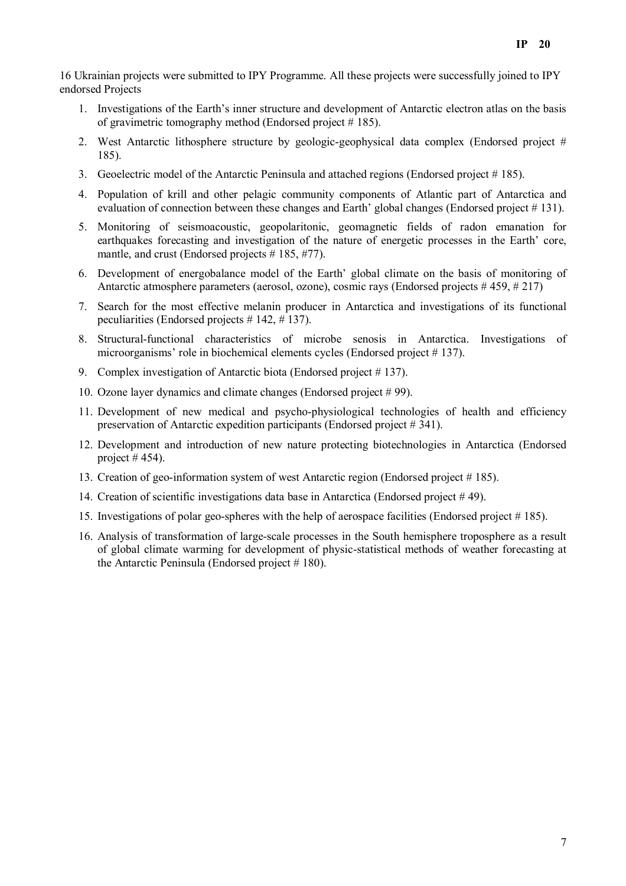16 Ukrainian projects were submitted to IPY Programme. All these projects were successfully joined to IPY endorsed Projects

1. Investigations of the Earth's inner structure and development of Antarctic electron atlas on the basis of gravimetric tomography method (Endorsed project # 185).
2. West Antarctic lithosphere structure by geologic-geophysical data complex (Endorsed project # 185).
3. Geoelectric model of the Antarctic Peninsula and attached regions (Endorsed project # 185).
4. Population of krill and other pelagic community components of Atlantic part of Antarctica and evaluation of connection between these changes and Earth' global changes (Endorsed project # 131).
5. Monitoring of seismoacoustic, geopolaritonic, geomagnetic fields of radon emanation for earthquakes forecasting and investigation of the nature of energetic processes in the Earth' core, mantle, and crust (Endorsed projects # 185, #77).
6. Development of energobalance model of the Earth' global climate on the basis of monitoring of Antarctic atmosphere parameters (aerosol, ozone), cosmic rays (Endorsed projects # 459, # 217)
7. Search for the most effective melanin producer in Antarctica and investigations of its functional peculiarities (Endorsed projects # 142, # 137).
8. Structural-functional characteristics of microbe senosis in Antarctica. Investigations of microorganisms' role in biochemical elements cycles (Endorsed project # 137).
9. Complex investigation of Antarctic biota (Endorsed project # 137).
10. Ozone layer dynamics and climate changes (Endorsed project # 99).
11. Development of new medical and psycho-physiological technologies of health and efficiency preservation of Antarctic expedition participants (Endorsed project # 341).
12. Development and introduction of new nature protecting biotechnologies in Antarctica (Endorsed project # 454).
13. Creation of geo-information system of west Antarctic region (Endorsed project # 185).
14. Creation of scientific investigations data base in Antarctica (Endorsed project # 49).
15. Investigations of polar geo-spheres with the help of aerospace facilities (Endorsed project # 185).
16. Analysis of transformation of large-scale processes in the South hemisphere troposphere as a result of global climate warming for development of physic-statistical methods of weather forecasting at the Antarctic Peninsula (Endorsed project # 180).